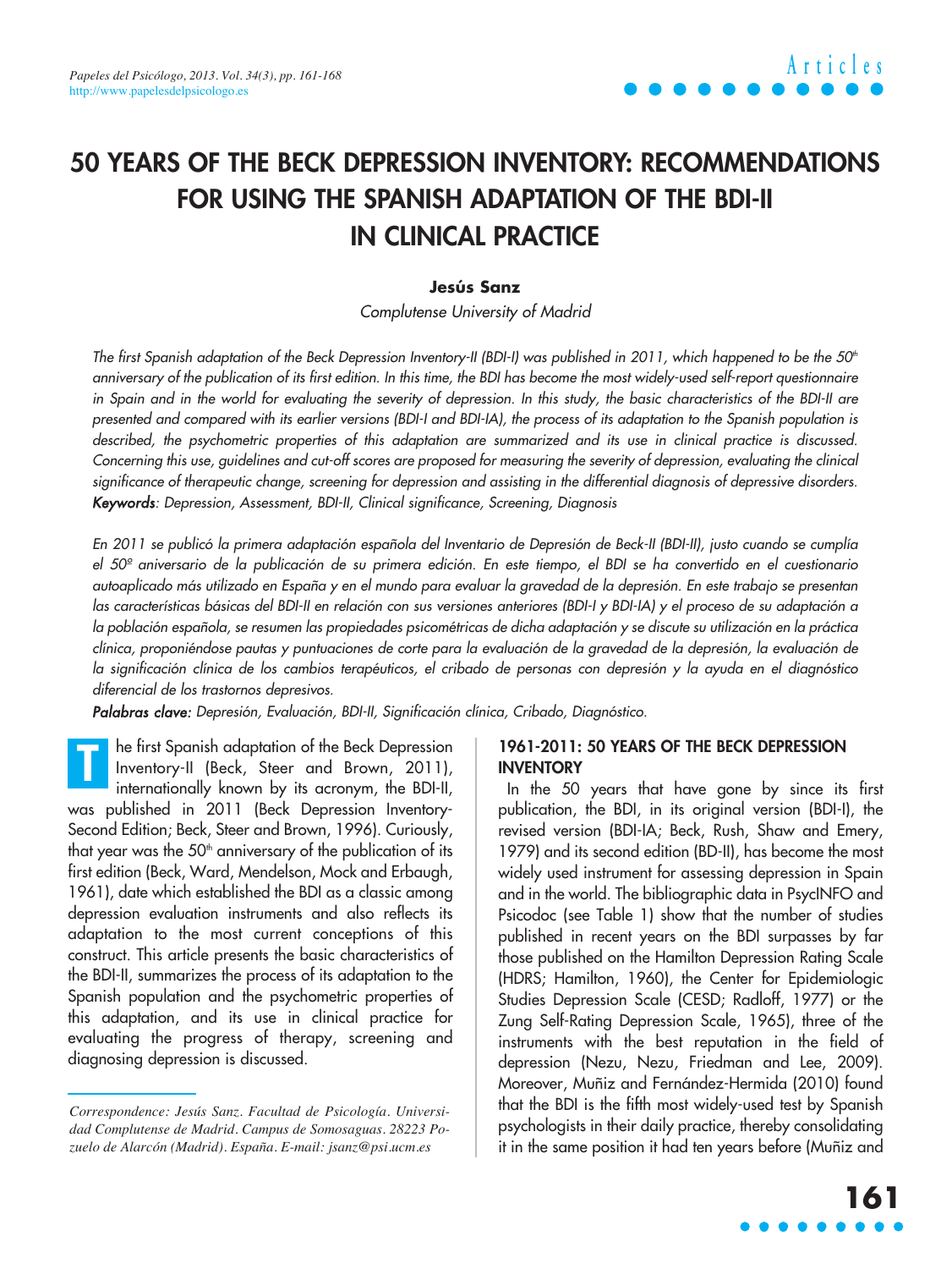# 50 YEARS OF THE BECK DEPRESSION INVENTORY: RECOMMENDATIONS FOR USING THE SPANISH ADAPTATION OF THE BDI-II IN CLINICAL PRACTICE

**Jesús Sanz**

*Complutense University of Madrid*

*The first Spanish adaptation of the Beck Depression Inventory-II (BDI-I) was published in 2011, which happened to be the 50th anniversary of the publication of its first edition. In this time, the BDI has become the most widely-used self-report questionnaire in Spain and in the world for evaluating the severity of depression. In this study, the basic characteristics of the BDI-II are presented and compared with its earlier versions (BDI-I and BDI-IA), the process of its adaptation to the Spanish population is described, the psychometric properties of this adaptation are summarized and its use in clinical practice is discussed. Concerning this use, guidelines and cut-off scores are proposed for measuring the severity of depression, evaluating the clinical significance of therapeutic change, screening for depression and assisting in the differential diagnosis of depressive disorders.*

***Keywords****: Depression, Assessment, BDI-II, Clinical significance, Screening, Diagnosis*

*En 2011 se publicó la primera adaptación española del Inventario de Depresión de Beck-II (BDI-II), justo cuando se cumplía el 50º aniversario de la publicación de su primera edición. En este tiempo, el BDI se ha convertido en el cuestionario autoaplicado más utilizado en España y en el mundo para evaluar la gravedad de la depresión. En este trabajo se presentan las características básicas del BDI-II en relación con sus versiones anteriores (BDI-I y BDI-IA) y el proceso de su adaptación a la población española, se resumen las propiedades psicométricas de dicha adaptación y se discute su utilización en la práctica clínica, proponiéndose pautas y puntuaciones de corte para la evaluación de la gravedad de la depresión, la evaluación de la significación clínica de los cambios terapéuticos, el cribado de personas con depresión y la ayuda en el diagnóstico diferencial de los trastornos depresivos.*

***Palabras clave:*** *Depresión, Evaluación, BDI-II, Significación clínica, Cribado, Diagnóstico.*

The first Spanish adaptation of the Beck Depression Inventory-II (Beck, Steer and Brown, 2011), internationally known by its acronym, the BDI-II, was published in 2011 (Beck Depression Inventory-Second Edition; Beck, Steer and Brown, 1996). Curiously, that year was the 50th anniversary of the publication of its first edition (Beck, Ward, Mendelson, Mock and Erbaugh, 1961), date which established the BDI as a classic among depression evaluation instruments and also reflects its adaptation to the most current conceptions of this construct. This article presents the basic characteristics of the BDI-II, summarizes the process of its adaptation to the Spanish population and the psychometric properties of this adaptation, and its use in clinical practice for evaluating the progress of therapy, screening and diagnosing depression is discussed.

## 1961-2011: 50 YEARS OF THE BECK DEPRESSION INVENTORY

In the 50 years that have gone by since its first publication, the BDI, in its original version (BDI-I), the revised version (BDI-IA; Beck, Rush, Shaw and Emery, 1979) and its second edition (BD-II), has become the most widely used instrument for assessing depression in Spain and in the world. The bibliographic data in PsycINFO and Psicodoc (see Table 1) show that the number of studies published in recent years on the BDI surpasses by far those published on the Hamilton Depression Rating Scale (HDRS; Hamilton, 1960), the Center for Epidemiologic Studies Depression Scale (CESD; Radloff, 1977) or the Zung Self-Rating Depression Scale, 1965), three of the instruments with the best reputation in the field of depression (Nezu, Nezu, Friedman and Lee, 2009). Moreover, Muñiz and Fernández-Hermida (2010) found that the BDI is the fifth most widely-used test by Spanish psychologists in their daily practice, thereby consolidating it in the same position it had ten years before (Muñiz and

*Correspondence: Jesús Sanz. Facultad de Psicología. Universidad Complutense de Madrid. Campus de Somosaguas. 28223 Pozuelo de Alarcón (Madrid). España. E-mail: jsanz@psi.ucm.es*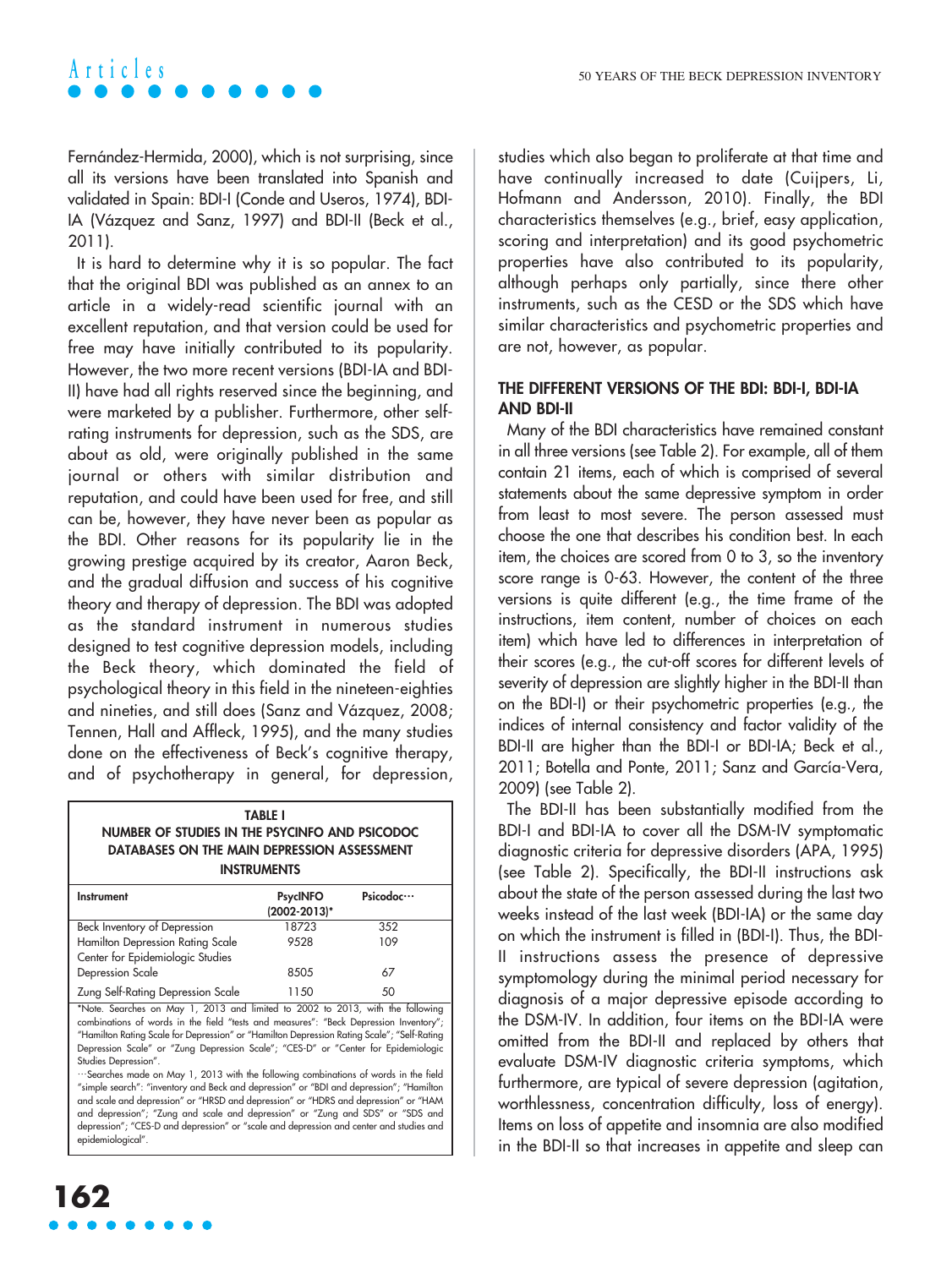Fernández-Hermida, 2000), which is not surprising, since all its versions have been translated into Spanish and validated in Spain: BDI-I (Conde and Useros, 1974), BDI-IA (Vázquez and Sanz, 1997) and BDI-II (Beck et al., 2011).

It is hard to determine why it is so popular. The fact that the original BDI was published as an annex to an article in a widely-read scientific journal with an excellent reputation, and that version could be used for free may have initially contributed to its popularity. However, the two more recent versions (BDI-IA and BDI-II) have had all rights reserved since the beginning, and were marketed by a publisher. Furthermore, other self-rating instruments for depression, such as the SDS, are about as old, were originally published in the same journal or others with similar distribution and reputation, and could have been used for free, and still can be, however, they have never been as popular as the BDI. Other reasons for its popularity lie in the growing prestige acquired by its creator, Aaron Beck, and the gradual diffusion and success of his cognitive theory and therapy of depression. The BDI was adopted as the standard instrument in numerous studies designed to test cognitive depression models, including the Beck theory, which dominated the field of psychological theory in this field in the nineteen-eighties and nineties, and still does (Sanz and Vázquez, 2008; Tennen, Hall and Affleck, 1995), and the many studies done on the effectiveness of Beck's cognitive therapy, and of psychotherapy in general, for depression,

**TABLE I**
**NUMBER OF STUDIES IN THE PSYCINFO AND PSICODOC DATABASES ON THE MAIN DEPRESSION ASSESSMENT INSTRUMENTS**

| Instrument | PsycINFO (2002-2013)* | Psicodoc⋯ |
|---|---|---|
| Beck Inventory of Depression | 18723 | 352 |
| Hamilton Depression Rating Scale | 9528 | 109 |
| Center for Epidemiologic Studies Depression Scale | 8505 | 67 |
| Zung Self-Rating Depression Scale | 1150 | 50 |

*Note. Searches on May 1, 2013 and limited to 2002 to 2013, with the following combinations of words in the field "tests and measures": "Beck Depression Inventory"; "Hamilton Rating Scale for Depression" or "Hamilton Depression Rating Scale"; "Self-Rating Depression Scale" or "Zung Depression Scale"; "CES-D" or "Center for Epidemiologic Studies Depression".

⋯Searches made on May 1, 2013 with the following combinations of words in the field "simple search": "inventory and Beck and depression" or "BDI and depression"; "Hamilton and scale and depression" or "HRSD and depression" or "HDRS and depression" or "HAM and depression"; "Zung and scale and depression" or "Zung and SDS" or "SDS and depression"; "CES-D and depression" or "scale and depression and center and studies and epidemiological".

studies which also began to proliferate at that time and have continually increased to date (Cuijpers, Li, Hofmann and Andersson, 2010). Finally, the BDI characteristics themselves (e.g., brief, easy application, scoring and interpretation) and its good psychometric properties have also contributed to its popularity, although perhaps only partially, since there other instruments, such as the CESD or the SDS which have similar characteristics and psychometric properties and are not, however, as popular.

## THE DIFFERENT VERSIONS OF THE BDI: BDI-I, BDI-IA AND BDI-II

Many of the BDI characteristics have remained constant in all three versions (see Table 2). For example, all of them contain 21 items, each of which is comprised of several statements about the same depressive symptom in order from least to most severe. The person assessed must choose the one that describes his condition best. In each item, the choices are scored from 0 to 3, so the inventory score range is 0-63. However, the content of the three versions is quite different (e.g., the time frame of the instructions, item content, number of choices on each item) which have led to differences in interpretation of their scores (e.g., the cut-off scores for different levels of severity of depression are slightly higher in the BDI-II than on the BDI-I) or their psychometric properties (e.g., the indices of internal consistency and factor validity of the BDI-II are higher than the BDI-I or BDI-IA; Beck et al., 2011; Botella and Ponte, 2011; Sanz and García-Vera, 2009) (see Table 2).

The BDI-II has been substantially modified from the BDI-I and BDI-IA to cover all the DSM-IV symptomatic diagnostic criteria for depressive disorders (APA, 1995) (see Table 2). Specifically, the BDI-II instructions ask about the state of the person assessed during the last two weeks instead of the last week (BDI-IA) or the same day on which the instrument is filled in (BDI-I). Thus, the BDI-II instructions assess the presence of depressive symptomology during the minimal period necessary for diagnosis of a major depressive episode according to the DSM-IV. In addition, four items on the BDI-IA were omitted from the BDI-II and replaced by others that evaluate DSM-IV diagnostic criteria symptoms, which furthermore, are typical of severe depression (agitation, worthlessness, concentration difficulty, loss of energy). Items on loss of appetite and insomnia are also modified in the BDI-II so that increases in appetite and sleep can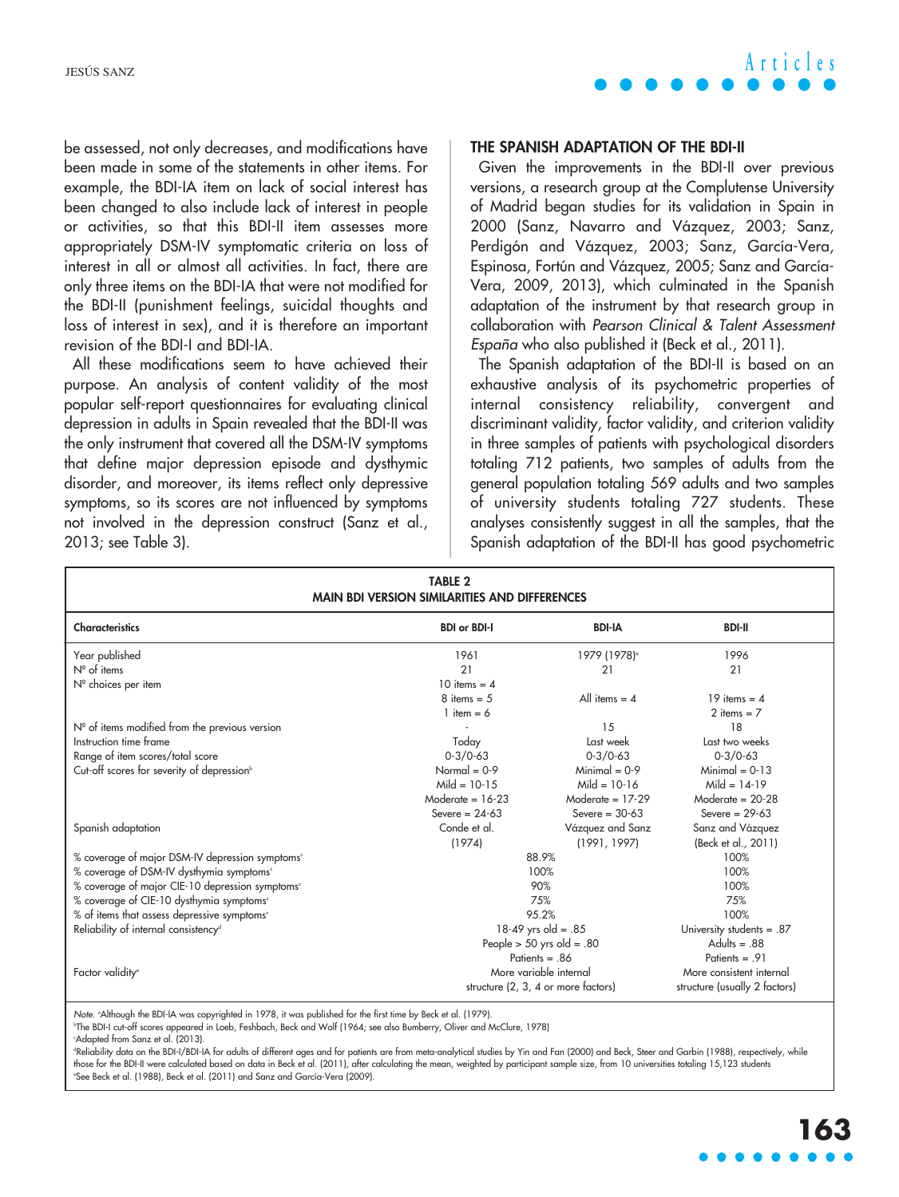be assessed, not only decreases, and modifications have been made in some of the statements in other items. For example, the BDI-IA item on lack of social interest has been changed to also include lack of interest in people or activities, so that this BDI-II item assesses more appropriately DSM-IV symptomatic criteria on loss of interest in all or almost all activities. In fact, there are only three items on the BDI-IA that were not modified for the BDI-II (punishment feelings, suicidal thoughts and loss of interest in sex), and it is therefore an important revision of the BDI-I and BDI-IA.

All these modifications seem to have achieved their purpose. An analysis of content validity of the most popular self-report questionnaires for evaluating clinical depression in adults in Spain revealed that the BDI-II was the only instrument that covered all the DSM-IV symptoms that define major depression episode and dysthymic disorder, and moreover, its items reflect only depressive symptoms, so its scores are not influenced by symptoms not involved in the depression construct (Sanz et al., 2013; see Table 3).

## THE SPANISH ADAPTATION OF THE BDI-II

Given the improvements in the BDI-II over previous versions, a research group at the Complutense University of Madrid began studies for its validation in Spain in 2000 (Sanz, Navarro and Vázquez, 2003; Sanz, Perdigón and Vázquez, 2003; Sanz, García-Vera, Espinosa, Fortún and Vázquez, 2005; Sanz and García-Vera, 2009, 2013), which culminated in the Spanish adaptation of the instrument by that research group in collaboration with *Pearson Clinical & Talent Assessment España* who also published it (Beck et al., 2011).

The Spanish adaptation of the BDI-II is based on an exhaustive analysis of its psychometric properties of internal consistency reliability, convergent and discriminant validity, factor validity, and criterion validity in three samples of patients with psychological disorders totaling 712 patients, two samples of adults from the general population totaling 569 adults and two samples of university students totaling 727 students. These analyses consistently suggest in all the samples, that the Spanish adaptation of the BDI-II has good psychometric

**TABLE 2**
**MAIN BDI VERSION SIMILARITIES AND DIFFERENCES**

| Characteristics | BDI or BDI-I | BDI-IA | BDI-II |
|---|---|---|---|
| Year published | 1961 | 1979 (1978)[a] | 1996 |
| Nº of items | 21 | 21 | 21 |
| Nº choices per item | 10 items = 4<br>8 items = 5<br>1 item = 6 | All items = 4 | 19 items = 4<br>2 items = 7 |
| Nº of items modified from the previous version | - | 15 | 18 |
| Instruction time frame | Today | Last week | Last two weeks |
| Range of item scores/total score | 0-3/0-63 | 0-3/0-63 | 0-3/0-63 |
| Cut-off scores for severity of depression[b] | Normal = 0-9<br>Mild = 10-15<br>Moderate = 16-23<br>Severe = 24-63 | Minimal = 0-9<br>Mild = 10-16<br>Moderate = 17-29<br>Severe = 30-63 | Minimal = 0-13<br>Mild = 14-19<br>Moderate = 20-28<br>Severe = 29-63 |
| Spanish adaptation | Conde et al. (1974) | Vázquez and Sanz (1991, 1997) | Sanz and Vázquez (Beck et al., 2011) |
| % coverage of major DSM-IV depression symptoms[c] | 88.9% | | 100% |
| % coverage of DSM-IV dysthymia symptoms[c] | 100% | | 100% |
| % coverage of major CIE-10 depression symptoms[c] | 90% | | 100% |
| % coverage of CIE-10 dysthymia symptoms[c] | 75% | | 75% |
| % of items that assess depressive symptoms[c] | 95.2% | | 100% |
| Reliability of internal consistency[d] | 18-49 yrs old = .85<br>People > 50 yrs old = .80<br>Patients = .86 | | University students = .87<br>Adults = .88<br>Patients = .91 |
| Factor validity[e] | More variable internal structure (2, 3, 4 or more factors) | | More consistent internal structure (usually 2 factors) |

*Note.* [a]Although the BDI-IA was copyrighted in 1978, it was published for the first time by Beck et al. (1979).
[b]The BDI-I cut-off scores appeared in Loeb, Feshbach, Beck and Wolf (1964; see also Bumberry, Oliver and McClure, 1978)
[c]Adapted from Sanz et al. (2013).
[d]Reliability data on the BDI-I/BDI-IA for adults of different ages and for patients are from meta-analytical studies by Yin and Fan (2000) and Beck, Steer and Garbin (1988), respectively, while those for the BDI-II were calculated based on data in Beck et al. (2011), after calculating the mean, weighted by participant sample size, from 10 universities totaling 15,123 students
[e]See Beck et al. (1988), Beck et al. (2011) and Sanz and García-Vera (2009).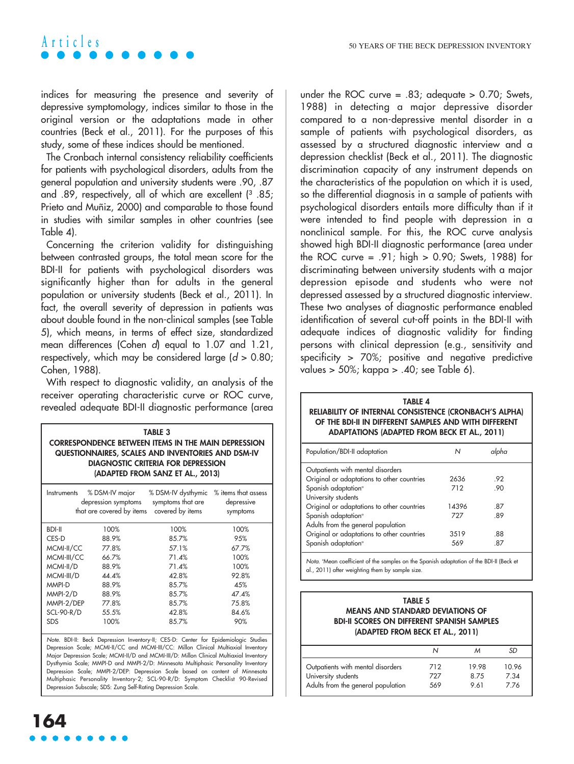indices for measuring the presence and severity of depressive symptomatology, indices similar to those in the original version or the adaptations made in other countries (Beck et al., 2011). For the purposes of this study, some of these indices should be mentioned.

The Cronbach internal consistency reliability coefficients for patients with psychological disorders, adults from the general population and university students were .90, .87 and .89, respectively, all of which are excellent (³ .85; Prieto and Muñiz, 2000) and comparable to those found in studies with similar samples in other countries (see Table 4).

Concerning the criterion validity for distinguishing between contrasted groups, the total mean score for the BDI-II for patients with psychological disorders was significantly higher than for adults in the general population or university students (Beck et al., 2011). In fact, the overall severity of depression in patients was about double found in the non-clinical samples (see Table 5), which means, in terms of effect size, standardized mean differences (Cohen *d*) equal to 1.07 and 1.21, respectively, which may be considered large ($d > 0.80$; Cohen, 1988).

With respect to diagnostic validity, an analysis of the receiver operating characteristic curve or ROC curve, revealed adequate BDI-II diagnostic performance (area under the ROC curve = .83; adequate > 0.70; Swets, 1988) in detecting a major depressive disorder compared to a non-depressive mental disorder in a sample of patients with psychological disorders, as assessed by a structured diagnostic interview and a depression checklist (Beck et al., 2011). The diagnostic discrimination capacity of any instrument depends on the characteristics of the population on which it is used, so the differential diagnosis in a sample of patients with psychological disorders entails more difficulty than if it were intended to find people with depression in a nonclinical sample. For this, the ROC curve analysis showed high BDI-II diagnostic performance (area under the ROC curve = .91; high > 0.90; Swets, 1988) for discriminating between university students with a major depression episode and students who were not depressed assessed by a structured diagnostic interview. These two analyses of diagnostic performance enabled identification of several cut-off points in the BDI-II with adequate indices of diagnostic validity for finding persons with clinical depression (e.g., sensitivity and specificity > 70%; positive and negative predictive values > 50%; kappa > .40; see Table 6).

**TABLE 3**
**CORRESPONDENCE BETWEEN ITEMS IN THE MAIN DEPRESSION QUESTIONNAIRES, SCALES AND INVENTORIES AND DSM-IV DIAGNOSTIC CRITERIA FOR DEPRESSION (ADAPTED FROM SANZ ET AL., 2013)**

| Instruments | % DSM-IV major depression symptoms that are covered by items | % DSM-IV dysthymic symptoms that are covered by items | % items that assess depressive symptoms |
|---|---|---|---|
| BDI-II | 100% | 100% | 100% |
| CES-D | 88.9% | 85.7% | 95% |
| MCMI-II/CC | 77.8% | 57.1% | 67.7% |
| MCMI-III/CC | 66.7% | 71.4% | 100% |
| MCMI-II/D | 88.9% | 71.4% | 100% |
| MCMI-III/D | 44.4% | 42.8% | 92.8% |
| MMPI-D | 88.9% | 85.7% | 45% |
| MMPI-2/D | 88.9% | 85.7% | 47.4% |
| MMPI-2/DEP | 77.8% | 85.7% | 75.8% |
| SCL-90-R/D | 55.5% | 42.8% | 84.6% |
| SDS | 100% | 85.7% | 90% |

*Note.* BDI-II: Beck Depression Inventory-II; CES-D: Center for Epidemiologic Studies Depression Scale; MCMI-II/CC and MCMI-III/CC: Millon Clinical Multiaxial Inventory Major Depression Scale; MCMI-II/D and MCMI-III/D: Millon Clinical Multiaxial Inventory Dysthymia Scale; MMPI-D and MMPI-2/D: Minnesota Multiphasic Personality Inventory Depression Scale; MMPI-2/DEP: Depression Scale based on content of Minnesota Multiphasic Personality Inventory-2; SCL-90-R/D: Symptom Checklist 90-Revised Depression Subscale; SDS: Zung Self-Rating Depression Scale.

**TABLE 4**
**RELIABILITY OF INTERNAL CONSISTENCE (CRONBACH'S ALPHA) OF THE BDI-II IN DIFFERENT SAMPLES AND WITH DIFFERENT ADAPTATIONS (ADAPTED FROM BECK ET AL., 2011)**

| Population/BDI-II adaptation | *N* | *alpha* |
|---|---|---|
| Outpatients with mental disorders | | |
| Original or adaptations to other countries | 2636 | .92 |
| Spanish adaptation[a] | 712 | .90 |
| University students | | |
| Original or adaptations to other countries | 14396 | .87 |
| Spanish adaptation[a] | 727 | .89 |
| Adults from the general population | | |
| Original or adaptations to other countries | 3519 | .88 |
| Spanish adaptation[a] | 569 | .87 |

*Nota.* [a]Mean coefficient of the samples on the Spanish adaptation of the BDI-II (Beck et al., 2011) after weighting them by sample size.

**TABLE 5**
**MEANS AND STANDARD DEVIATIONS OF BDI-II SCORES ON DIFFERENT SPANISH SAMPLES (ADAPTED FROM BECK ET AL., 2011)**

| | *N* | *M* | *SD* |
|---|---|---|---|
| Outpatients with mental disorders | 712 | 19.98 | 10.96 |
| University students | 727 | 8.75 | 7.34 |
| Adults from the general population | 569 | 9.61 | 7.76 |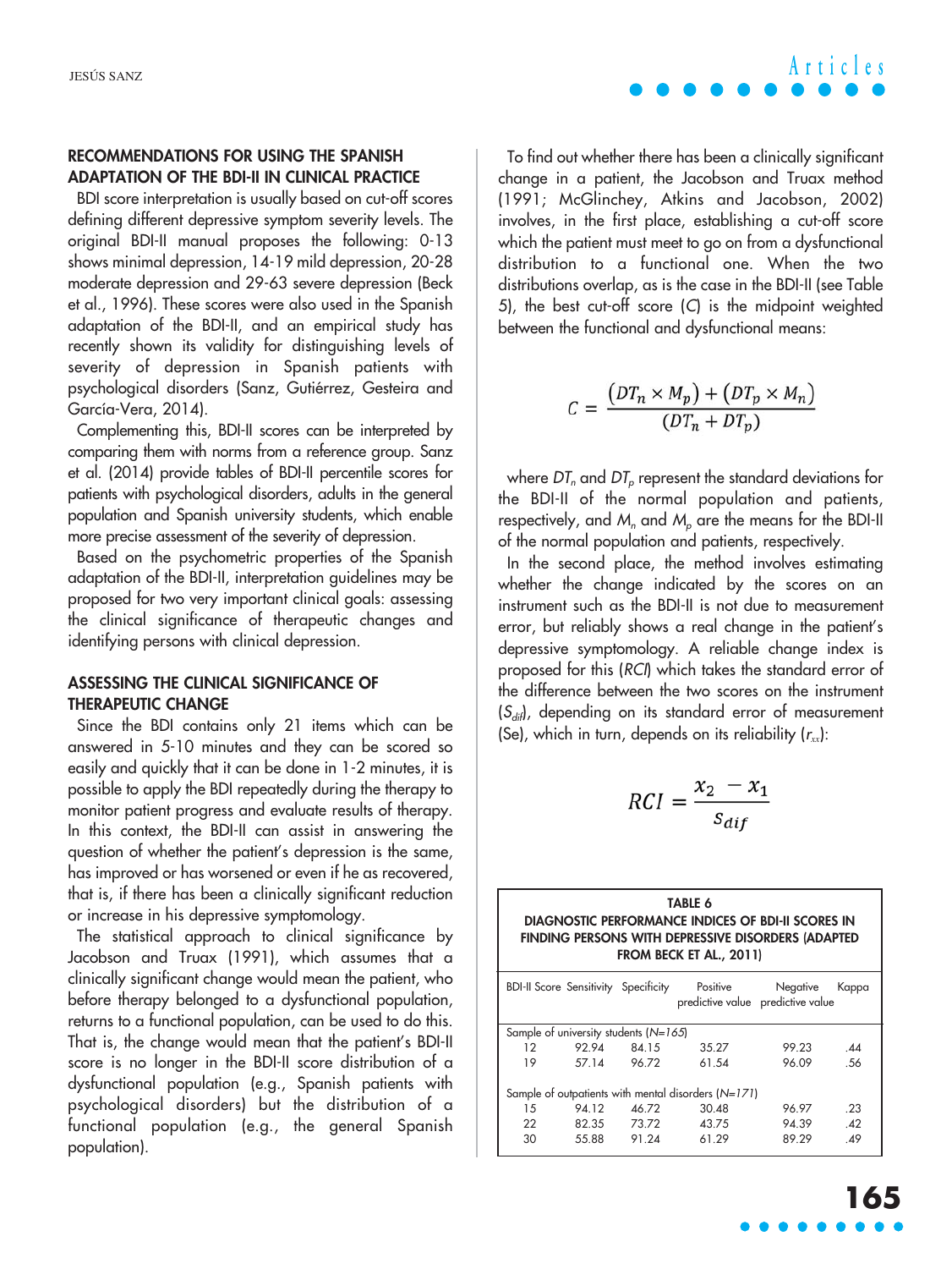## RECOMMENDATIONS FOR USING THE SPANISH ADAPTATION OF THE BDI-II IN CLINICAL PRACTICE

BDI score interpretation is usually based on cut-off scores defining different depressive symptom severity levels. The original BDI-II manual proposes the following: 0-13 shows minimal depression, 14-19 mild depression, 20-28 moderate depression and 29-63 severe depression (Beck et al., 1996). These scores were also used in the Spanish adaptation of the BDI-II, and an empirical study has recently shown its validity for distinguishing levels of severity of depression in Spanish patients with psychological disorders (Sanz, Gutiérrez, Gesteira and García-Vera, 2014).

Complementing this, BDI-II scores can be interpreted by comparing them with norms from a reference group. Sanz et al. (2014) provide tables of BDI-II percentile scores for patients with psychological disorders, adults in the general population and Spanish university students, which enable more precise assessment of the severity of depression.

Based on the psychometric properties of the Spanish adaptation of the BDI-II, interpretation guidelines may be proposed for two very important clinical goals: assessing the clinical significance of therapeutic changes and identifying persons with clinical depression.

## ASSESSING THE CLINICAL SIGNIFICANCE OF THERAPEUTIC CHANGE

Since the BDI contains only 21 items which can be answered in 5-10 minutes and they can be scored so easily and quickly that it can be done in 1-2 minutes, it is possible to apply the BDI repeatedly during the therapy to monitor patient progress and evaluate results of therapy. In this context, the BDI-II can assist in answering the question of whether the patient's depression is the same, has improved or has worsened or even if he as recovered, that is, if there has been a clinically significant reduction or increase in his depressive symptomology.

The statistical approach to clinical significance by Jacobson and Truax (1991), which assumes that a clinically significant change would mean the patient, who before therapy belonged to a dysfunctional population, returns to a functional population, can be used to do this. That is, the change would mean that the patient's BDI-II score is no longer in the BDI-II score distribution of a dysfunctional population (e.g., Spanish patients with psychological disorders) but the distribution of a functional population (e.g., the general Spanish population).

To find out whether there has been a clinically significant change in a patient, the Jacobson and Truax method (1991; McGlinchey, Atkins and Jacobson, 2002) involves, in the first place, establishing a cut-off score which the patient must meet to go on from a dysfunctional distribution to a functional one. When the two distributions overlap, as is the case in the BDI-II (see Table 5), the best cut-off score (*C*) is the midpoint weighted between the functional and dysfunctional means:

$$C = \frac{(DT_n \times M_p) + (DT_p \times M_n)}{(DT_n + DT_p)}$$

where $DT_n$ and $DT_p$ represent the standard deviations for the BDI-II of the normal population and patients, respectively, and $M_n$ and $M_p$ are the means for the BDI-II of the normal population and patients, respectively.

In the second place, the method involves estimating whether the change indicated by the scores on an instrument such as the BDI-II is not due to measurement error, but reliably shows a real change in the patient's depressive symptomology. A reliable change index is proposed for this (*RCI*) which takes the standard error of the difference between the two scores on the instrument ($S_{dif}$), depending on its standard error of measurement (Se), which in turn, depends on its reliability ($r_{xx}$):

$$RCI = \frac{x_2 - x_1}{s_{dif}}$$

**TABLE 6**
**DIAGNOSTIC PERFORMANCE INDICES OF BDI-II SCORES IN FINDING PERSONS WITH DEPRESSIVE DISORDERS (ADAPTED FROM BECK ET AL., 2011)**

| BDI-II Score | Sensitivity | Specificity | Positive predictive value | Negative predictive value | Kappa |
|---|---|---|---|---|---|
| Sample of university students (*N=165*) | | | | | |
| 12 | 92.94 | 84.15 | 35.27 | 99.23 | .44 |
| 19 | 57.14 | 96.72 | 61.54 | 96.09 | .56 |
| Sample of outpatients with mental disorders (*N=171*) | | | | | |
| 15 | 94.12 | 46.72 | 30.48 | 96.97 | .23 |
| 22 | 82.35 | 73.72 | 43.75 | 94.39 | .42 |
| 30 | 55.88 | 91.24 | 61.29 | 89.29 | .49 |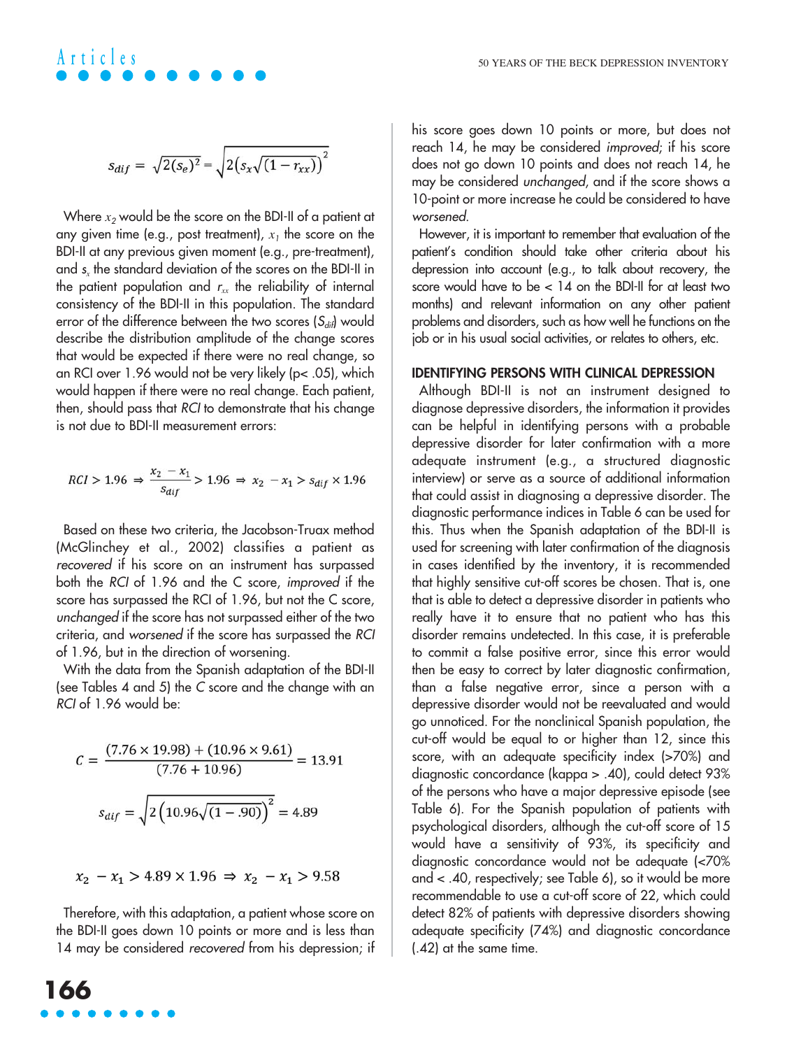$$s_{dif} = \sqrt{2(s_e)^2} = \sqrt{2\left(s_x\sqrt{(1-r_{xx})}\right)^2}$$

Where $x_2$ would be the score on the BDI-II of a patient at any given time (e.g., post treatment), $x_1$ the score on the BDI-II at any previous given moment (e.g., pre-treatment), and $s_x$ the standard deviation of the scores on the BDI-II in the patient population and $r_{xx}$ the reliability of internal consistency of the BDI-II in this population. The standard error of the difference between the two scores ($S_{dif}$) would describe the distribution amplitude of the change scores that would be expected if there were no real change, so an RCI over 1.96 would not be very likely (p< .05), which would happen if there were no real change. Each patient, then, should pass that *RCI* to demonstrate that his change is not due to BDI-II measurement errors:

$$RCI > 1.96 \Rightarrow \frac{x_2 - x_1}{s_{dif}} > 1.96 \Rightarrow x_2 - x_1 > s_{dif} \times 1.96$$

Based on these two criteria, the Jacobson-Truax method (McGlinchey et al., 2002) classifies a patient as *recovered* if his score on an instrument has surpassed both the *RCI* of 1.96 and the *C* score, *improved* if the score has surpassed the RCI of 1.96, but not the C score, *unchanged* if the score has not surpassed either of the two criteria, and *worsened* if the score has surpassed the *RCI* of 1.96, but in the direction of worsening.

With the data from the Spanish adaptation of the BDI-II (see Tables 4 and 5) the *C* score and the change with an *RCI* of 1.96 would be:

$$C = \frac{(7.76 \times 19.98) + (10.96 \times 9.61)}{(7.76 + 10.96)} = 13.91$$

$$s_{dif} = \sqrt{2\left(10.96\sqrt{(1-.90)}\right)^2} = 4.89$$

$$x_2 - x_1 > 4.89 \times 1.96 \Rightarrow x_2 - x_1 > 9.58$$

Therefore, with this adaptation, a patient whose score on the BDI-II goes down 10 points or more and is less than 14 may be considered *recovered* from his depression; if his score goes down 10 points or more, but does not reach 14, he may be considered *improved*; if his score does not go down 10 points and does not reach 14, he may be considered *unchanged*, and if the score shows a 10-point or more increase he could be considered to have *worsened*.

However, it is important to remember that evaluation of the patient's condition should take other criteria about his depression into account (e.g., to talk about recovery, the score would have to be < 14 on the BDI-II for at least two months) and relevant information on any other patient problems and disorders, such as how well he functions on the job or in his usual social activities, or relates to others, etc.

## IDENTIFYING PERSONS WITH CLINICAL DEPRESSION

Although BDI-II is not an instrument designed to diagnose depressive disorders, the information it provides can be helpful in identifying persons with a probable depressive disorder for later confirmation with a more adequate instrument (e.g., a structured diagnostic interview) or serve as a source of additional information that could assist in diagnosing a depressive disorder. The diagnostic performance indices in Table 6 can be used for this. Thus when the Spanish adaptation of the BDI-II is used for screening with later confirmation of the diagnosis in cases identified by the inventory, it is recommended that highly sensitive cut-off scores be chosen. That is, one that is able to detect a depressive disorder in patients who really have it to ensure that no patient who has this disorder remains undetected. In this case, it is preferable to commit a false positive error, since this error would then be easy to correct by later diagnostic confirmation, than a false negative error, since a person with a depressive disorder would not be reevaluated and would go unnoticed. For the nonclinical Spanish population, the cut-off would be equal to or higher than 12, since this score, with an adequate specificity index (>70%) and diagnostic concordance (kappa > .40), could detect 93% of the persons who have a major depressive episode (see Table 6). For the Spanish population of patients with psychological disorders, although the cut-off score of 15 would have a sensitivity of 93%, its specificity and diagnostic concordance would not be adequate (<70% and < .40, respectively; see Table 6), so it would be more recommendable to use a cut-off score of 22, which could detect 82% of patients with depressive disorders showing adequate specificity (74%) and diagnostic concordance (.42) at the same time.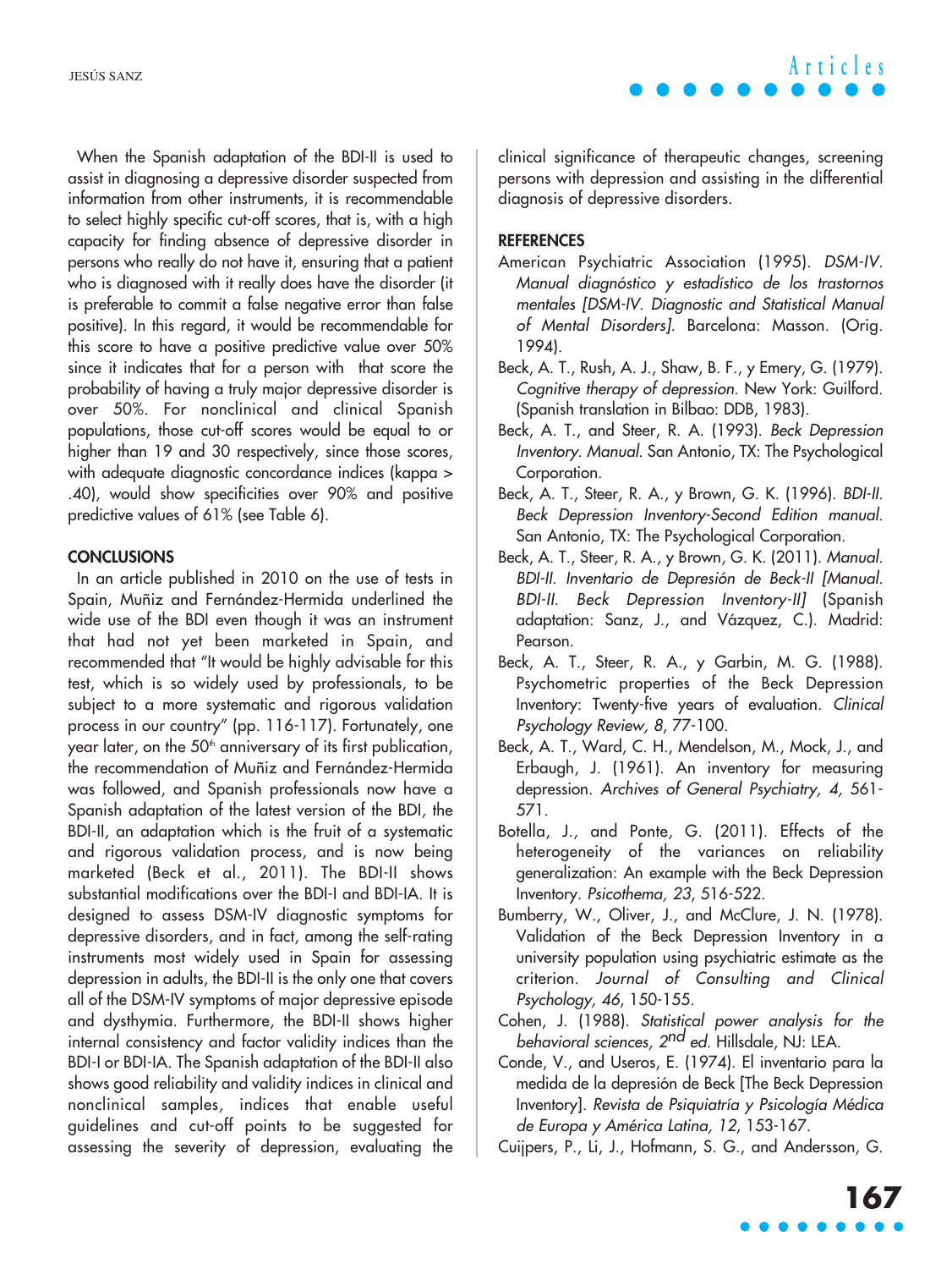When the Spanish adaptation of the BDI-II is used to assist in diagnosing a depressive disorder suspected from information from other instruments, it is recommendable to select highly specific cut-off scores, that is, with a high capacity for finding absence of depressive disorder in persons who really do not have it, ensuring that a patient who is diagnosed with it really does have the disorder (it is preferable to commit a false negative error than false positive). In this regard, it would be recommendable for this score to have a positive predictive value over 50% since it indicates that for a person with that score the probability of having a truly major depressive disorder is over 50%. For nonclinical and clinical Spanish populations, those cut-off scores would be equal to or higher than 19 and 30 respectively, since those scores, with adequate diagnostic concordance indices (kappa > .40), would show specificities over 90% and positive predictive values of 61% (see Table 6).

## CONCLUSIONS

In an article published in 2010 on the use of tests in Spain, Muñiz and Fernández-Hermida underlined the wide use of the BDI even though it was an instrument that had not yet been marketed in Spain, and recommended that "It would be highly advisable for this test, which is so widely used by professionals, to be subject to a more systematic and rigorous validation process in our country" (pp. 116-117). Fortunately, one year later, on the 50th anniversary of its first publication, the recommendation of Muñiz and Fernández-Hermida was followed, and Spanish professionals now have a Spanish adaptation of the latest version of the BDI, the BDI-II, an adaptation which is the fruit of a systematic and rigorous validation process, and is now being marketed (Beck et al., 2011). The BDI-II shows substantial modifications over the BDI-I and BDI-IA. It is designed to assess DSM-IV diagnostic symptoms for depressive disorders, and in fact, among the self-rating instruments most widely used in Spain for assessing depression in adults, the BDI-II is the only one that covers all of the DSM-IV symptoms of major depressive episode and dysthymia. Furthermore, the BDI-II shows higher internal consistency and factor validity indices than the BDI-I or BDI-IA. The Spanish adaptation of the BDI-II also shows good reliability and validity indices in clinical and nonclinical samples, indices that enable useful guidelines and cut-off points to be suggested for assessing the severity of depression, evaluating the clinical significance of therapeutic changes, screening persons with depression and assisting in the differential diagnosis of depressive disorders.

## REFERENCES

American Psychiatric Association (1995). *DSM-IV. Manual diagnóstico y estadístico de los trastornos mentales [DSM-IV. Diagnostic and Statistical Manual of Mental Disorders]*. Barcelona: Masson. (Orig. 1994).

Beck, A. T., Rush, A. J., Shaw, B. F., y Emery, G. (1979). *Cognitive therapy of depression*. New York: Guilford. (Spanish translation in Bilbao: DDB, 1983).

Beck, A. T., and Steer, R. A. (1993). *Beck Depression Inventory. Manual*. San Antonio, TX: The Psychological Corporation.

Beck, A. T., Steer, R. A., y Brown, G. K. (1996). *BDI-II. Beck Depression Inventory-Second Edition manual*. San Antonio, TX: The Psychological Corporation.

Beck, A. T., Steer, R. A., y Brown, G. K. (2011). *Manual. BDI-II. Inventario de Depresión de Beck-II [Manual. BDI-II. Beck Depression Inventory-II]* (Spanish adaptation: Sanz, J., and Vázquez, C.). Madrid: Pearson.

Beck, A. T., Steer, R. A., y Garbin, M. G. (1988). Psychometric properties of the Beck Depression Inventory: Twenty-five years of evaluation. *Clinical Psychology Review, 8*, 77-100.

Beck, A. T., Ward, C. H., Mendelson, M., Mock, J., and Erbaugh, J. (1961). An inventory for measuring depression. *Archives of General Psychiatry, 4*, 561-571.

Botella, J., and Ponte, G. (2011). Effects of the heterogeneity of the variances on reliability generalization: An example with the Beck Depression Inventory. *Psicothema, 23*, 516-522.

Bumberry, W., Oliver, J., and McClure, J. N. (1978). Validation of the Beck Depression Inventory in a university population using psychiatric estimate as the criterion. *Journal of Consulting and Clinical Psychology, 46*, 150-155.

Cohen, J. (1988). *Statistical power analysis for the behavioral sciences, 2nd ed.* Hillsdale, NJ: LEA.

Conde, V., and Useros, E. (1974). El inventario para la medida de la depresión de Beck [The Beck Depression Inventory]. *Revista de Psiquiatría y Psicología Médica de Europa y América Latina, 12*, 153-167.

Cuijpers, P., Li, J., Hofmann, S. G., and Andersson, G.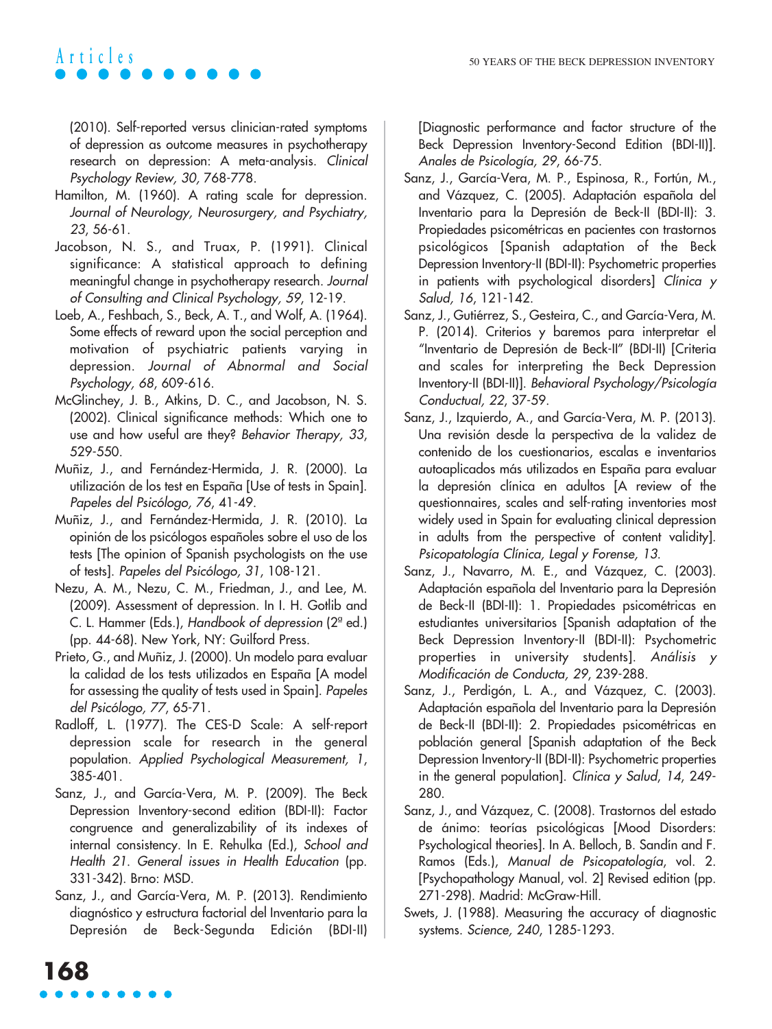(2010). Self-reported versus clinician-rated symptoms of depression as outcome measures in psychotherapy research on depression: A meta-analysis. *Clinical Psychology Review, 30*, 768-778.

Hamilton, M. (1960). A rating scale for depression. *Journal of Neurology, Neurosurgery, and Psychiatry, 23*, 56-61.

Jacobson, N. S., and Truax, P. (1991). Clinical significance: A statistical approach to defining meaningful change in psychotherapy research. *Journal of Consulting and Clinical Psychology, 59*, 12-19.

Loeb, A., Feshbach, S., Beck, A. T., and Wolf, A. (1964). Some effects of reward upon the social perception and motivation of psychiatric patients varying in depression. *Journal of Abnormal and Social Psychology, 68*, 609-616.

McGlinchey, J. B., Atkins, D. C., and Jacobson, N. S. (2002). Clinical significance methods: Which one to use and how useful are they? *Behavior Therapy, 33*, 529-550.

Muñiz, J., and Fernández-Hermida, J. R. (2000). La utilización de los test en España [Use of tests in Spain]. *Papeles del Psicólogo, 76*, 41-49.

Muñiz, J., and Fernández-Hermida, J. R. (2010). La opinión de los psicólogos españoles sobre el uso de los tests [The opinion of Spanish psychologists on the use of tests]. *Papeles del Psicólogo, 31*, 108-121.

Nezu, A. M., Nezu, C. M., Friedman, J., and Lee, M. (2009). Assessment of depression. In I. H. Gotlib and C. L. Hammer (Eds.), *Handbook of depression* (2ª ed.) (pp. 44-68). New York, NY: Guilford Press.

Prieto, G., and Muñiz, J. (2000). Un modelo para evaluar la calidad de los tests utilizados en España [A model for assessing the quality of tests used in Spain]. *Papeles del Psicólogo, 77*, 65-71.

Radloff, L. (1977). The CES-D Scale: A self-report depression scale for research in the general population. *Applied Psychological Measurement, 1*, 385-401.

Sanz, J., and García-Vera, M. P. (2009). The Beck Depression Inventory-second edition (BDI-II): Factor congruence and generalizability of its indexes of internal consistency. In E. Rehulka (Ed.), *School and Health 21. General issues in Health Education* (pp. 331-342). Brno: MSD.

Sanz, J., and García-Vera, M. P. (2013). Rendimiento diagnóstico y estructura factorial del Inventario para la Depresión de Beck-Segunda Edición (BDI-II) [Diagnostic performance and factor structure of the Beck Depression Inventory-Second Edition (BDI-II)]. *Anales de Psicología, 29*, 66-75.

Sanz, J., García-Vera, M. P., Espinosa, R., Fortún, M., and Vázquez, C. (2005). Adaptación española del Inventario para la Depresión de Beck-II (BDI-II): 3. Propiedades psicométricas en pacientes con trastornos psicológicos [Spanish adaptation of the Beck Depression Inventory-II (BDI-II): Psychometric properties in patients with psychological disorders] *Clínica y Salud, 16*, 121-142.

Sanz, J., Gutiérrez, S., Gesteira, C., and García-Vera, M. P. (2014). Criterios y baremos para interpretar el "Inventario de Depresión de Beck-II" (BDI-II) [Criteria and scales for interpreting the Beck Depression Inventory-II (BDI-II)]. *Behavioral Psychology/Psicología Conductual, 22*, 37-59.

Sanz, J., Izquierdo, A., and García-Vera, M. P. (2013). Una revisión desde la perspectiva de la validez de contenido de los cuestionarios, escalas e inventarios autoaplicados más utilizados en España para evaluar la depresión clínica en adultos [A review of the questionnaires, scales and self-rating inventories most widely used in Spain for evaluating clinical depression in adults from the perspective of content validity]. *Psicopatología Clínica, Legal y Forense, 13*.

Sanz, J., Navarro, M. E., and Vázquez, C. (2003). Adaptación española del Inventario para la Depresión de Beck-II (BDI-II): 1. Propiedades psicométricas en estudiantes universitarios [Spanish adaptation of the Beck Depression Inventory-II (BDI-II): Psychometric properties in university students]. *Análisis y Modificación de Conducta, 29*, 239-288.

Sanz, J., Perdigón, L. A., and Vázquez, C. (2003). Adaptación española del Inventario para la Depresión de Beck-II (BDI-II): 2. Propiedades psicométricas en población general [Spanish adaptation of the Beck Depression Inventory-II (BDI-II): Psychometric properties in the general population]. *Clínica y Salud, 14*, 249-280.

Sanz, J., and Vázquez, C. (2008). Trastornos del estado de ánimo: teorías psicológicas [Mood Disorders: Psychological theories]. In A. Belloch, B. Sandín and F. Ramos (Eds.), *Manual de Psicopatología*, vol. 2. [Psychopathology Manual, vol. 2] Revised edition (pp. 271-298). Madrid: McGraw-Hill.

Swets, J. (1988). Measuring the accuracy of diagnostic systems. *Science, 240*, 1285-1293.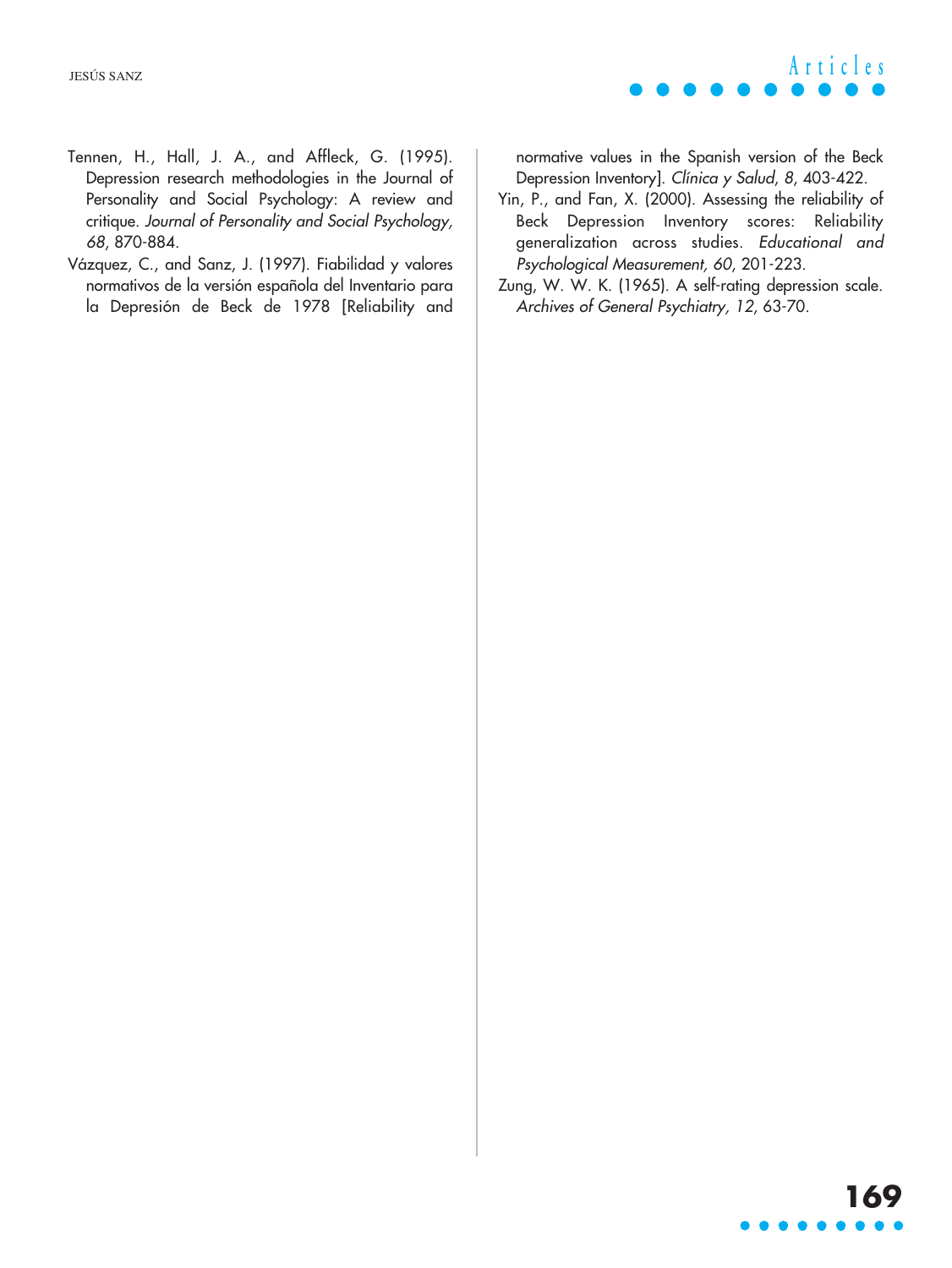Tennen, H., Hall, J. A., and Affleck, G. (1995). Depression research methodologies in the Journal of Personality and Social Psychology: A review and critique. *Journal of Personality and Social Psychology, 68*, 870-884.

Vázquez, C., and Sanz, J. (1997). Fiabilidad y valores normativos de la versión española del Inventario para la Depresión de Beck de 1978 [Reliability and normative values in the Spanish version of the Beck Depression Inventory]. *Clínica y Salud, 8*, 403-422.

Yin, P., and Fan, X. (2000). Assessing the reliability of Beck Depression Inventory scores: Reliability generalization across studies. *Educational and Psychological Measurement, 60*, 201-223.

Zung, W. W. K. (1965). A self-rating depression scale. *Archives of General Psychiatry, 12*, 63-70.